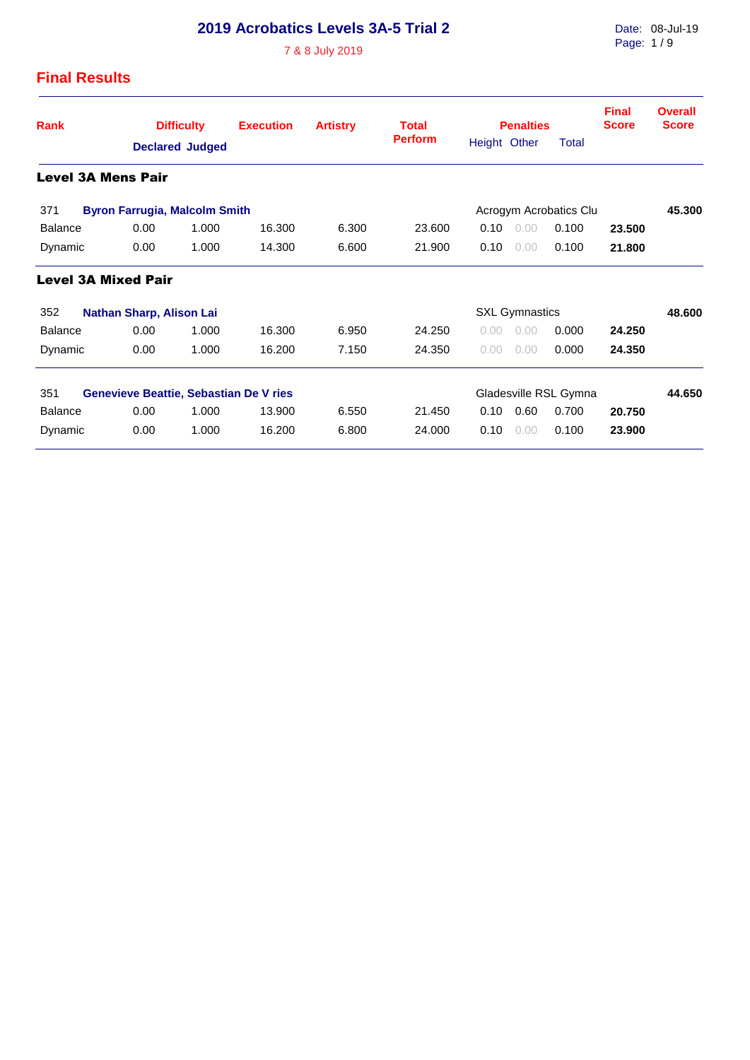# 2019 Acrobatics Levels 3A-5 Trial 2

7 & 8 July 2019

Date: 08-Jul-19

## Final Results

| Rank | Difficulty Declared | Difficulty Judged | Execution | Artistry | Total Perform | Penalties Height | Penalties Other | Penalties Total | Final Score | Overall Score |
|---|---|---|---|---|---|---|---|---|---|---|
| **Level 3A Mens Pair** | | | | | | | | | | |
| 371 **Byron Farrugia, Malcolm Smith** | | | | | | Acrogym Acrobatics Clu | | | | **45.300** |
| Balance | 0.00 | 1.000 | 16.300 | 6.300 | 23.600 | 0.10 | 0.00 | 0.100 | **23.500** | |
| Dynamic | 0.00 | 1.000 | 14.300 | 6.600 | 21.900 | 0.10 | 0.00 | 0.100 | **21.800** | |
| **Level 3A Mixed Pair** | | | | | | | | | | |
| 352 **Nathan Sharp, Alison Lai** | | | | | | SXL Gymnastics | | | | **48.600** |
| Balance | 0.00 | 1.000 | 16.300 | 6.950 | 24.250 | 0.00 | 0.00 | 0.000 | **24.250** | |
| Dynamic | 0.00 | 1.000 | 16.200 | 7.150 | 24.350 | 0.00 | 0.00 | 0.000 | **24.350** | |
| 351 **Genevieve Beattie, Sebastian De V ries** | | | | | | Gladesville RSL Gymna | | | | **44.650** |
| Balance | 0.00 | 1.000 | 13.900 | 6.550 | 21.450 | 0.10 | 0.60 | 0.700 | **20.750** | |
| Dynamic | 0.00 | 1.000 | 16.200 | 6.800 | 24.000 | 0.10 | 0.00 | 0.100 | **23.900** | |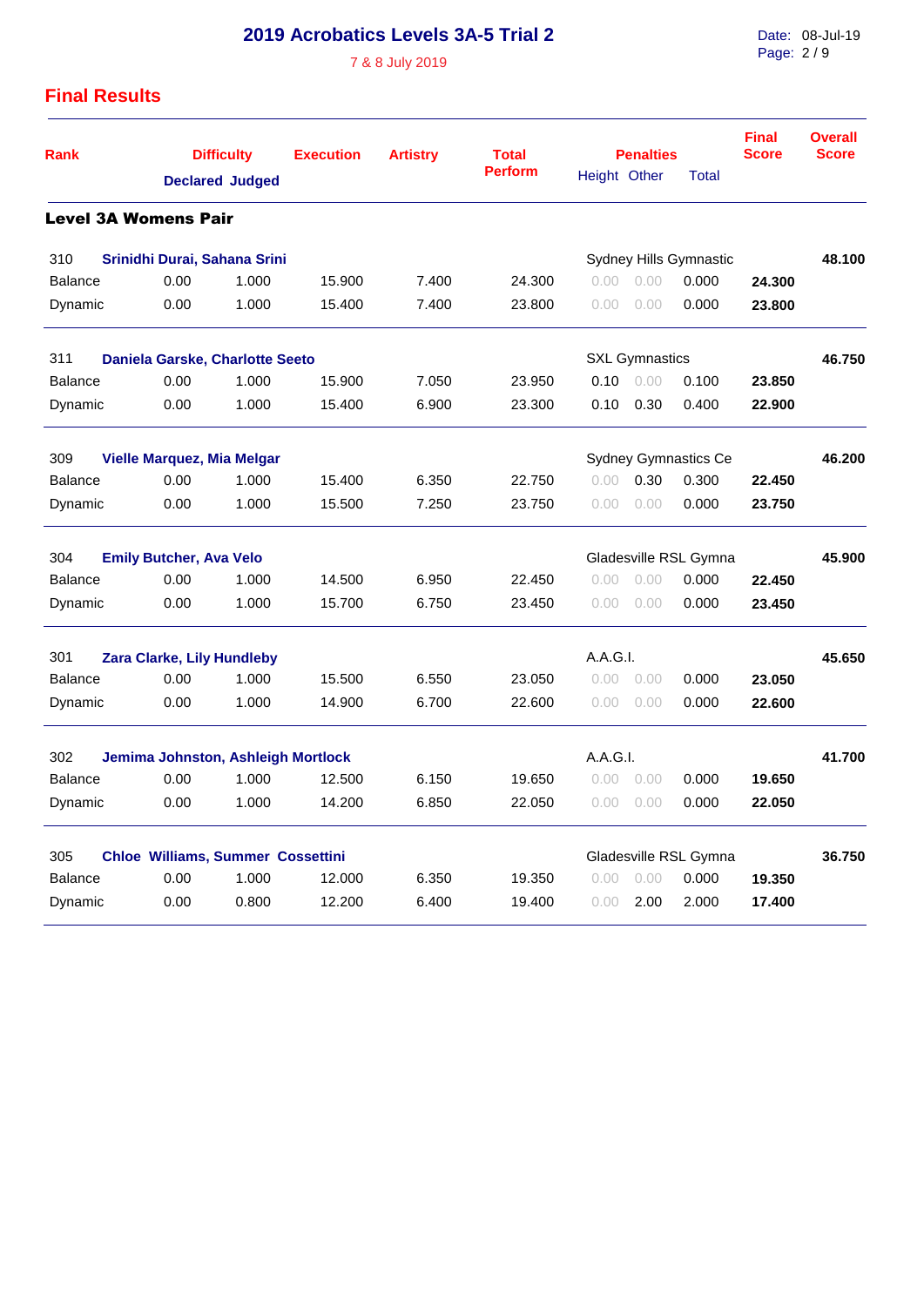# 2019 Acrobatics Levels 3A-5 Trial 2

7 & 8 July 2019

## Final Results

| Rank | Difficulty Declared | Difficulty Judged | Execution | Artistry | Total Perform | Penalties Height | Penalties Other | Penalties Total | Final Score | Overall Score |
|---|---|---|---|---|---|---|---|---|---|---|
| **Level 3A Womens Pair** | | | | | | | | | | |
| 310 **Srinidhi Durai, Sahana Srini** | | | | | | Sydney Hills Gymnastic | | | | **48.100** |
| Balance | 0.00 | 1.000 | 15.900 | 7.400 | 24.300 | 0.00 | 0.00 | 0.000 | **24.300** | |
| Dynamic | 0.00 | 1.000 | 15.400 | 7.400 | 23.800 | 0.00 | 0.00 | 0.000 | **23.800** | |
| 311 **Daniela Garske, Charlotte Seeto** | | | | | | SXL Gymnastics | | | | **46.750** |
| Balance | 0.00 | 1.000 | 15.900 | 7.050 | 23.950 | 0.10 | 0.00 | 0.100 | **23.850** | |
| Dynamic | 0.00 | 1.000 | 15.400 | 6.900 | 23.300 | 0.10 | 0.30 | 0.400 | **22.900** | |
| 309 **Vielle Marquez, Mia Melgar** | | | | | | Sydney Gymnastics Ce | | | | **46.200** |
| Balance | 0.00 | 1.000 | 15.400 | 6.350 | 22.750 | 0.00 | 0.30 | 0.300 | **22.450** | |
| Dynamic | 0.00 | 1.000 | 15.500 | 7.250 | 23.750 | 0.00 | 0.00 | 0.000 | **23.750** | |
| 304 **Emily Butcher, Ava Velo** | | | | | | Gladesville RSL Gymna | | | | **45.900** |
| Balance | 0.00 | 1.000 | 14.500 | 6.950 | 22.450 | 0.00 | 0.00 | 0.000 | **22.450** | |
| Dynamic | 0.00 | 1.000 | 15.700 | 6.750 | 23.450 | 0.00 | 0.00 | 0.000 | **23.450** | |
| 301 **Zara Clarke, Lily Hundleby** | | | | | | A.A.G.I. | | | | **45.650** |
| Balance | 0.00 | 1.000 | 15.500 | 6.550 | 23.050 | 0.00 | 0.00 | 0.000 | **23.050** | |
| Dynamic | 0.00 | 1.000 | 14.900 | 6.700 | 22.600 | 0.00 | 0.00 | 0.000 | **22.600** | |
| 302 **Jemima Johnston, Ashleigh Mortlock** | | | | | | A.A.G.I. | | | | **41.700** |
| Balance | 0.00 | 1.000 | 12.500 | 6.150 | 19.650 | 0.00 | 0.00 | 0.000 | **19.650** | |
| Dynamic | 0.00 | 1.000 | 14.200 | 6.850 | 22.050 | 0.00 | 0.00 | 0.000 | **22.050** | |
| 305 **Chloe Williams, Summer Cossettini** | | | | | | Gladesville RSL Gymna | | | | **36.750** |
| Balance | 0.00 | 1.000 | 12.000 | 6.350 | 19.350 | 0.00 | 0.00 | 0.000 | **19.350** | |
| Dynamic | 0.00 | 0.800 | 12.200 | 6.400 | 19.400 | 0.00 | 2.00 | 2.000 | **17.400** | |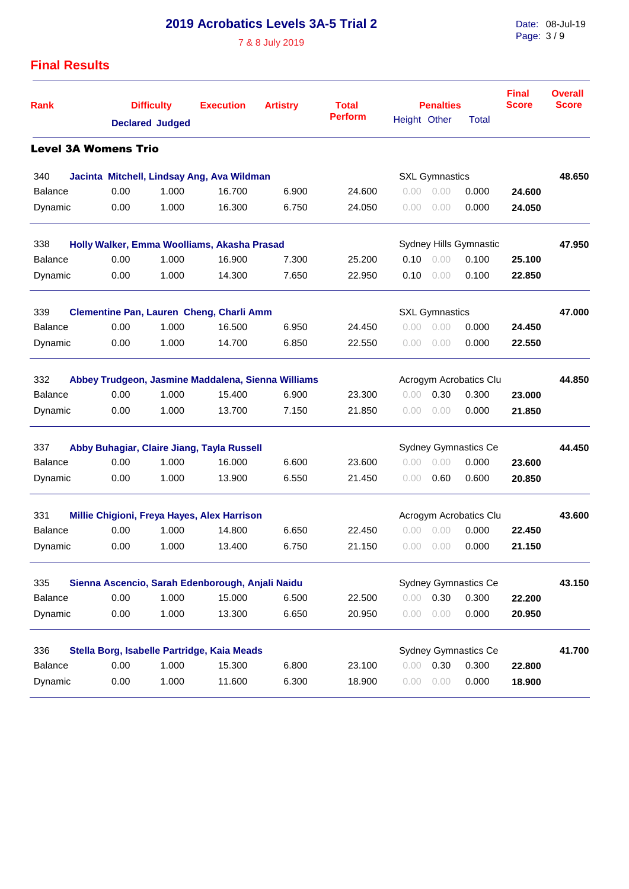# 2019 Acrobatics Levels 3A-5 Trial 2

7 & 8 July 2019

Date: 08-Jul-19

## Final Results

### Level 3A Womens Trio

| Rank | Difficulty Declared | Difficulty Judged | Execution | Artistry | Total Perform | Penalties Height | Penalties Other | Penalties Total | Final Score | Overall Score |
|---|---|---|---|---|---|---|---|---|---|---|
| 340 | Jacinta Mitchell, Lindsay Ang, Ava Wildman | | | | | SXL Gymnastics | | | | 48.650 |
| Balance | 0.00 | 1.000 | 16.700 | 6.900 | 24.600 | 0.00 | 0.00 | 0.000 | **24.600** | |
| Dynamic | 0.00 | 1.000 | 16.300 | 6.750 | 24.050 | 0.00 | 0.00 | 0.000 | **24.050** | |
| 338 | Holly Walker, Emma Woolliams, Akasha Prasad | | | | | Sydney Hills Gymnastic | | | | 47.950 |
| Balance | 0.00 | 1.000 | 16.900 | 7.300 | 25.200 | 0.10 | 0.00 | 0.100 | **25.100** | |
| Dynamic | 0.00 | 1.000 | 14.300 | 7.650 | 22.950 | 0.10 | 0.00 | 0.100 | **22.850** | |
| 339 | Clementine Pan, Lauren Cheng, Charli Amm | | | | | SXL Gymnastics | | | | 47.000 |
| Balance | 0.00 | 1.000 | 16.500 | 6.950 | 24.450 | 0.00 | 0.00 | 0.000 | **24.450** | |
| Dynamic | 0.00 | 1.000 | 14.700 | 6.850 | 22.550 | 0.00 | 0.00 | 0.000 | **22.550** | |
| 332 | Abbey Trudgeon, Jasmine Maddalena, Sienna Williams | | | | | Acrogym Acrobatics Clu | | | | 44.850 |
| Balance | 0.00 | 1.000 | 15.400 | 6.900 | 23.300 | 0.00 | 0.30 | 0.300 | **23.000** | |
| Dynamic | 0.00 | 1.000 | 13.700 | 7.150 | 21.850 | 0.00 | 0.00 | 0.000 | **21.850** | |
| 337 | Abby Buhagiar, Claire Jiang, Tayla Russell | | | | | Sydney Gymnastics Ce | | | | 44.450 |
| Balance | 0.00 | 1.000 | 16.000 | 6.600 | 23.600 | 0.00 | 0.00 | 0.000 | **23.600** | |
| Dynamic | 0.00 | 1.000 | 13.900 | 6.550 | 21.450 | 0.00 | 0.60 | 0.600 | **20.850** | |
| 331 | Millie Chigioni, Freya Hayes, Alex Harrison | | | | | Acrogym Acrobatics Clu | | | | 43.600 |
| Balance | 0.00 | 1.000 | 14.800 | 6.650 | 22.450 | 0.00 | 0.00 | 0.000 | **22.450** | |
| Dynamic | 0.00 | 1.000 | 13.400 | 6.750 | 21.150 | 0.00 | 0.00 | 0.000 | **21.150** | |
| 335 | Sienna Ascencio, Sarah Edenborough, Anjali Naidu | | | | | Sydney Gymnastics Ce | | | | 43.150 |
| Balance | 0.00 | 1.000 | 15.000 | 6.500 | 22.500 | 0.00 | 0.30 | 0.300 | **22.200** | |
| Dynamic | 0.00 | 1.000 | 13.300 | 6.650 | 20.950 | 0.00 | 0.00 | 0.000 | **20.950** | |
| 336 | Stella Borg, Isabelle Partridge, Kaia Meads | | | | | Sydney Gymnastics Ce | | | | 41.700 |
| Balance | 0.00 | 1.000 | 15.300 | 6.800 | 23.100 | 0.00 | 0.30 | 0.300 | **22.800** | |
| Dynamic | 0.00 | 1.000 | 11.600 | 6.300 | 18.900 | 0.00 | 0.00 | 0.000 | **18.900** | |